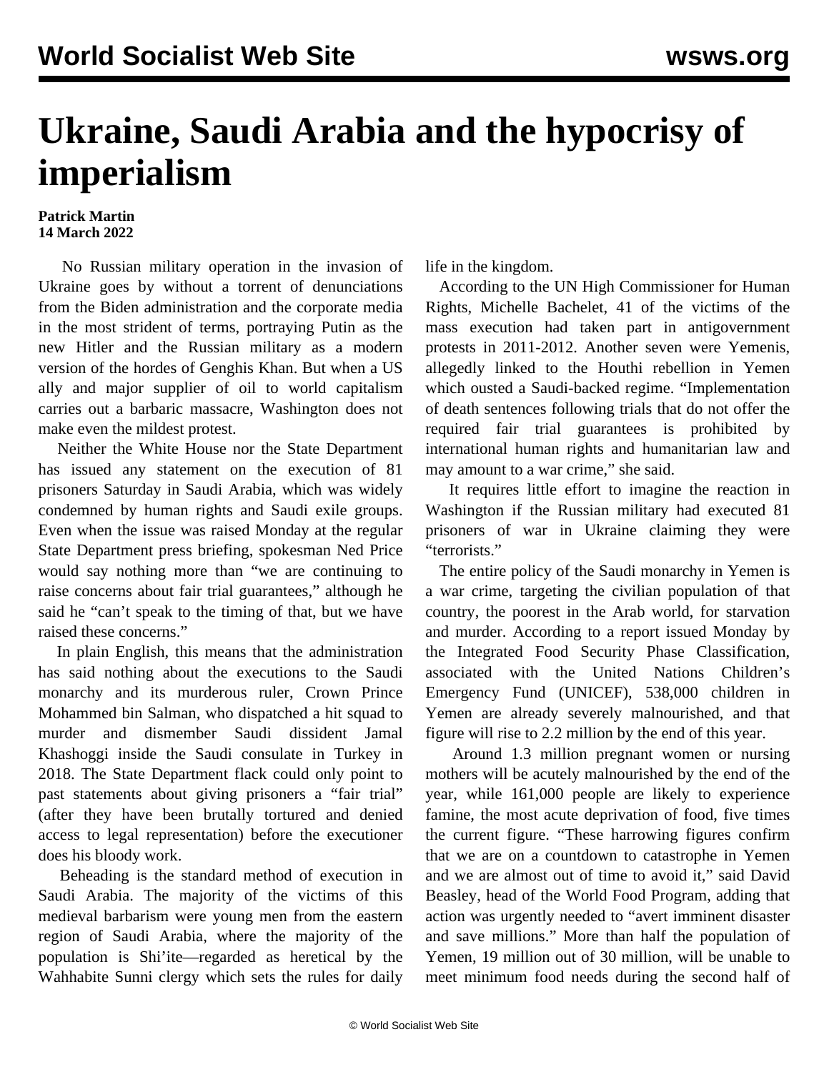# Ukraine, Saudi Arabia and the hypocrisy of imperialism

**Patrick Martin**
**14 March 2022**

No Russian military operation in the invasion of Ukraine goes by without a torrent of denunciations from the Biden administration and the corporate media in the most strident of terms, portraying Putin as the new Hitler and the Russian military as a modern version of the hordes of Genghis Khan. But when a US ally and major supplier of oil to world capitalism carries out a barbaric massacre, Washington does not make even the mildest protest.

Neither the White House nor the State Department has issued any statement on the execution of 81 prisoners Saturday in Saudi Arabia, which was widely condemned by human rights and Saudi exile groups. Even when the issue was raised Monday at the regular State Department press briefing, spokesman Ned Price would say nothing more than "we are continuing to raise concerns about fair trial guarantees," although he said he "can't speak to the timing of that, but we have raised these concerns."

In plain English, this means that the administration has said nothing about the executions to the Saudi monarchy and its murderous ruler, Crown Prince Mohammed bin Salman, who dispatched a hit squad to murder and dismember Saudi dissident Jamal Khashoggi inside the Saudi consulate in Turkey in 2018. The State Department flack could only point to past statements about giving prisoners a "fair trial" (after they have been brutally tortured and denied access to legal representation) before the executioner does his bloody work.

Beheading is the standard method of execution in Saudi Arabia. The majority of the victims of this medieval barbarism were young men from the eastern region of Saudi Arabia, where the majority of the population is Shi'ite—regarded as heretical by the Wahhabite Sunni clergy which sets the rules for daily life in the kingdom.

According to the UN High Commissioner for Human Rights, Michelle Bachelet, 41 of the victims of the mass execution had taken part in antigovernment protests in 2011-2012. Another seven were Yemenis, allegedly linked to the Houthi rebellion in Yemen which ousted a Saudi-backed regime. "Implementation of death sentences following trials that do not offer the required fair trial guarantees is prohibited by international human rights and humanitarian law and may amount to a war crime," she said.

It requires little effort to imagine the reaction in Washington if the Russian military had executed 81 prisoners of war in Ukraine claiming they were "terrorists."

The entire policy of the Saudi monarchy in Yemen is a war crime, targeting the civilian population of that country, the poorest in the Arab world, for starvation and murder. According to a report issued Monday by the Integrated Food Security Phase Classification, associated with the United Nations Children's Emergency Fund (UNICEF), 538,000 children in Yemen are already severely malnourished, and that figure will rise to 2.2 million by the end of this year.

Around 1.3 million pregnant women or nursing mothers will be acutely malnourished by the end of the year, while 161,000 people are likely to experience famine, the most acute deprivation of food, five times the current figure. "These harrowing figures confirm that we are on a countdown to catastrophe in Yemen and we are almost out of time to avoid it," said David Beasley, head of the World Food Program, adding that action was urgently needed to "avert imminent disaster and save millions." More than half the population of Yemen, 19 million out of 30 million, will be unable to meet minimum food needs during the second half of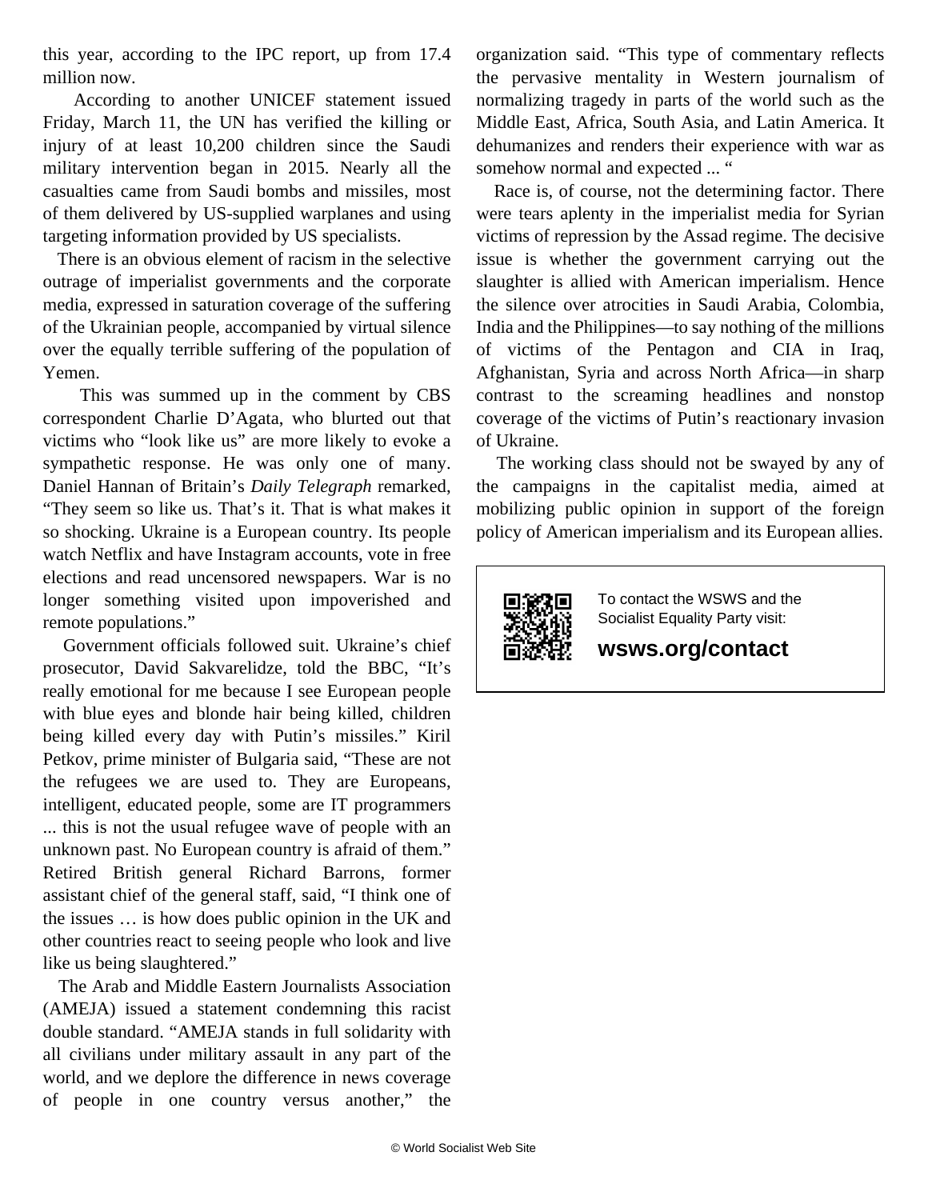this year, according to the IPC report, up from 17.4 million now.

According to another UNICEF statement issued Friday, March 11, the UN has verified the killing or injury of at least 10,200 children since the Saudi military intervention began in 2015. Nearly all the casualties came from Saudi bombs and missiles, most of them delivered by US-supplied warplanes and using targeting information provided by US specialists.

There is an obvious element of racism in the selective outrage of imperialist governments and the corporate media, expressed in saturation coverage of the suffering of the Ukrainian people, accompanied by virtual silence over the equally terrible suffering of the population of Yemen.

This was summed up in the comment by CBS correspondent Charlie D'Agata, who blurted out that victims who "look like us" are more likely to evoke a sympathetic response. He was only one of many. Daniel Hannan of Britain's *Daily Telegraph* remarked, "They seem so like us. That's it. That is what makes it so shocking. Ukraine is a European country. Its people watch Netflix and have Instagram accounts, vote in free elections and read uncensored newspapers. War is no longer something visited upon impoverished and remote populations."

Government officials followed suit. Ukraine's chief prosecutor, David Sakvarelidze, told the BBC, "It's really emotional for me because I see European people with blue eyes and blonde hair being killed, children being killed every day with Putin's missiles." Kiril Petkov, prime minister of Bulgaria said, "These are not the refugees we are used to. They are Europeans, intelligent, educated people, some are IT programmers ... this is not the usual refugee wave of people with an unknown past. No European country is afraid of them." Retired British general Richard Barrons, former assistant chief of the general staff, said, "I think one of the issues … is how does public opinion in the UK and other countries react to seeing people who look and live like us being slaughtered."

The Arab and Middle Eastern Journalists Association (AMEJA) issued a statement condemning this racist double standard. "AMEJA stands in full solidarity with all civilians under military assault in any part of the world, and we deplore the difference in news coverage of people in one country versus another," the organization said. "This type of commentary reflects the pervasive mentality in Western journalism of normalizing tragedy in parts of the world such as the Middle East, Africa, South Asia, and Latin America. It dehumanizes and renders their experience with war as somehow normal and expected ... "

Race is, of course, not the determining factor. There were tears aplenty in the imperialist media for Syrian victims of repression by the Assad regime. The decisive issue is whether the government carrying out the slaughter is allied with American imperialism. Hence the silence over atrocities in Saudi Arabia, Colombia, India and the Philippines—to say nothing of the millions of victims of the Pentagon and CIA in Iraq, Afghanistan, Syria and across North Africa—in sharp contrast to the screaming headlines and nonstop coverage of the victims of Putin's reactionary invasion of Ukraine.

The working class should not be swayed by any of the campaigns in the capitalist media, aimed at mobilizing public opinion in support of the foreign policy of American imperialism and its European allies.

To contact the WSWS and the Socialist Equality Party visit:

**wsws.org/contact**